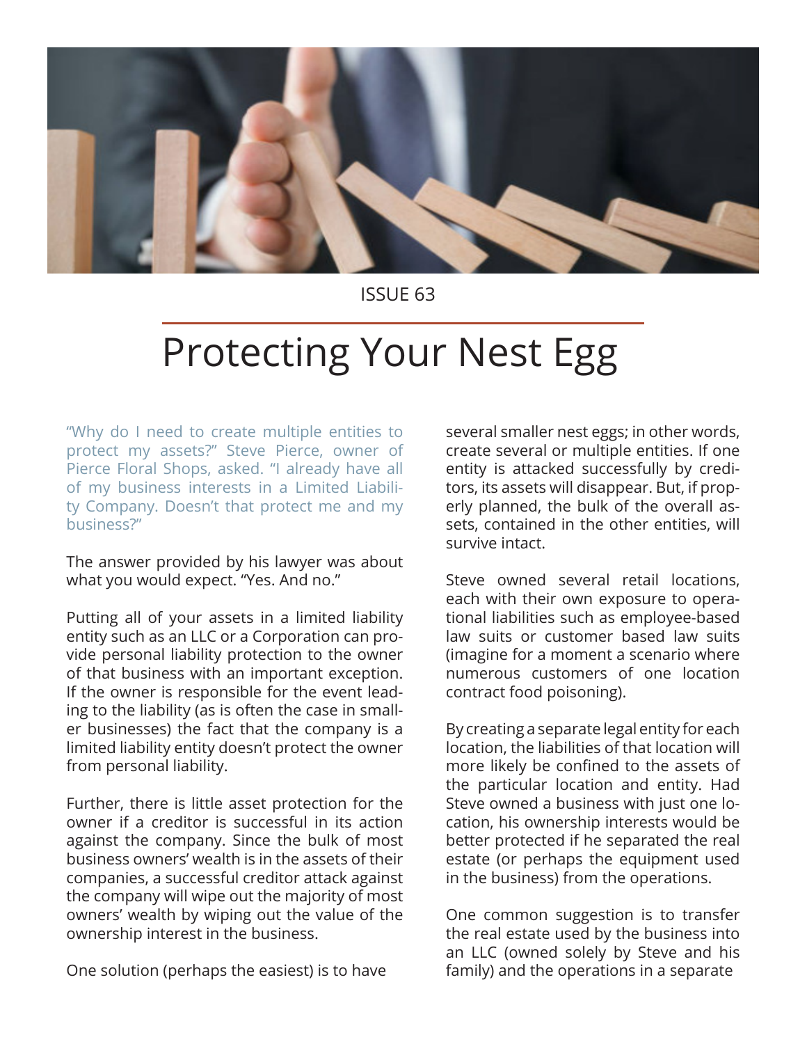ISSUE 63

# Protecting Your Nest Egg

"Why do I need to create multiple entities to protect my assets?" Steve Pierce, owner of Pierce Floral Shops, asked. "I already have all of my business interests in a Limited Liability Company. Doesn't that protect me and my business?"

The answer provided by his lawyer was about what you would expect. "Yes. And no."

Putting all of your assets in a limited liability entity such as an LLC or a Corporation can provide personal liability protection to the owner of that business with an important exception. If the owner is responsible for the event leading to the liability (as is often the case in smaller businesses) the fact that the company is a limited liability entity doesn't protect the owner from personal liability.

Further, there is little asset protection for the owner if a creditor is successful in its action against the company. Since the bulk of most business owners' wealth is in the assets of their companies, a successful creditor attack against the company will wipe out the majority of most owners' wealth by wiping out the value of the ownership interest in the business.

One solution (perhaps the easiest) is to have several smaller nest eggs; in other words, create several or multiple entities. If one entity is attacked successfully by creditors, its assets will disappear. But, if properly planned, the bulk of the overall assets, contained in the other entities, will survive intact.

Steve owned several retail locations, each with their own exposure to operational liabilities such as employee-based law suits or customer based law suits (imagine for a moment a scenario where numerous customers of one location contract food poisoning).

By creating a separate legal entity for each location, the liabilities of that location will more likely be confined to the assets of the particular location and entity. Had Steve owned a business with just one location, his ownership interests would be better protected if he separated the real estate (or perhaps the equipment used in the business) from the operations.

One common suggestion is to transfer the real estate used by the business into an LLC (owned solely by Steve and his family) and the operations in a separate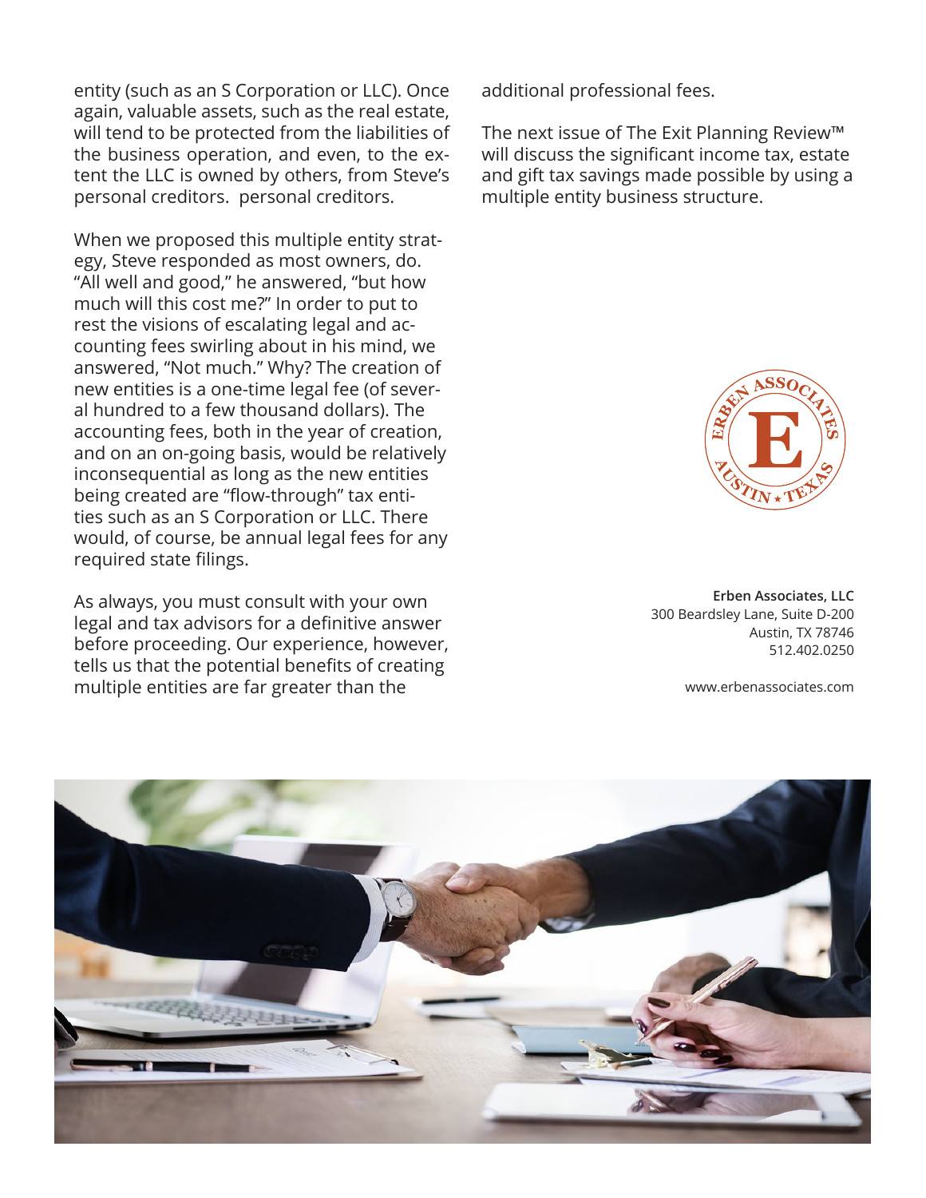entity (such as an S Corporation or LLC). Once again, valuable assets, such as the real estate, will tend to be protected from the liabilities of the business operation, and even, to the extent the LLC is owned by others, from Steve's personal creditors. personal creditors.

When we proposed this multiple entity strategy, Steve responded as most owners, do. "All well and good," he answered, "but how much will this cost me?" In order to put to rest the visions of escalating legal and accounting fees swirling about in his mind, we answered, "Not much." Why? The creation of new entities is a one-time legal fee (of several hundred to a few thousand dollars). The accounting fees, both in the year of creation, and on an on-going basis, would be relatively inconsequential as long as the new entities being created are "flow-through" tax entities such as an S Corporation or LLC. There would, of course, be annual legal fees for any required state filings.

As always, you must consult with your own legal and tax advisors for a definitive answer before proceeding. Our experience, however, tells us that the potential benefits of creating multiple entities are far greater than the additional professional fees.

The next issue of The Exit Planning Review™ will discuss the significant income tax, estate and gift tax savings made possible by using a multiple entity business structure.

**Erben Associates, LLC**
300 Beardsley Lane, Suite D-200
Austin, TX 78746
512.402.0250

www.erbenassociates.com